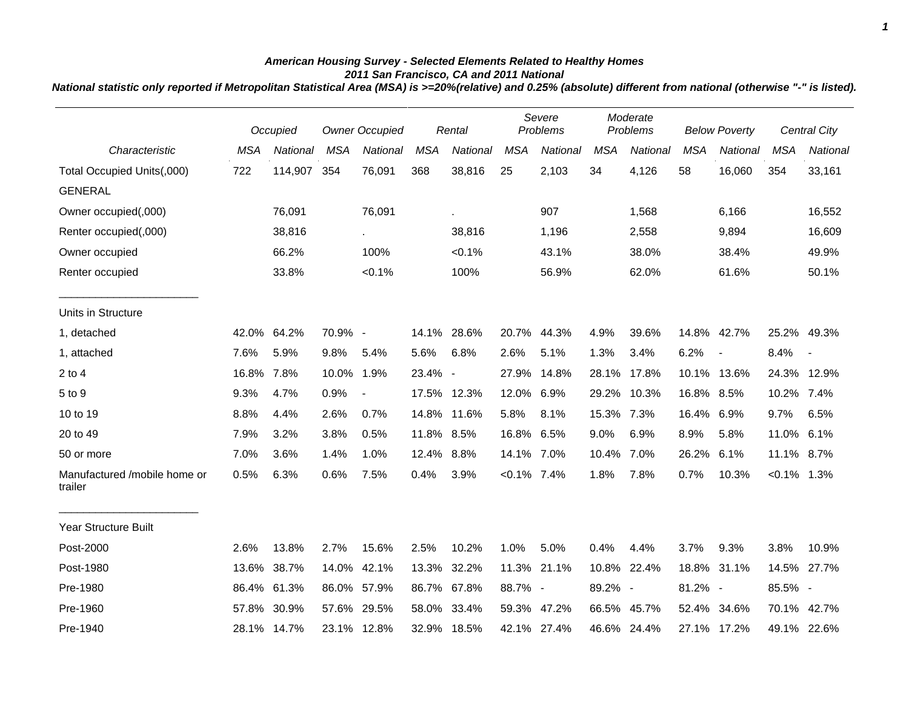# American Housing Survey - Selected Elements Related to Healthy Homes

## 2011 San Francisco, CA and 2011 National

*National statistic only reported if Metropolitan Statistical Area (MSA) is >=20%(relative) and 0.25% (absolute) different from national (otherwise "-" is listed).*

| | Occupied | | Owner Occupied | | Rental | | Severe Problems | | Moderate Problems | | Below Poverty | | Central City | |
|---|---|---|---|---|---|---|---|---|---|---|---|---|---|---|
| *Characteristic* | *MSA* | *National* | *MSA* | *National* | *MSA* | *National* | *MSA* | *National* | *MSA* | *National* | *MSA* | *National* | *MSA* | *National* |
| Total Occupied Units(,000) | 722 | 114,907 | 354 | 76,091 | 368 | 38,816 | 25 | 2,103 | 34 | 4,126 | 58 | 16,060 | 354 | 33,161 |
| GENERAL | | | | | | | | | | | | | | |
| Owner occupied(,000) | | 76,091 | | 76,091 | | . | | 907 | | 1,568 | | 6,166 | | 16,552 |
| Renter occupied(,000) | | 38,816 | | . | | 38,816 | | 1,196 | | 2,558 | | 9,894 | | 16,609 |
| Owner occupied | | 66.2% | | 100% | | <0.1% | | 43.1% | | 38.0% | | 38.4% | | 49.9% |
| Renter occupied | | 33.8% | | <0.1% | | 100% | | 56.9% | | 62.0% | | 61.6% | | 50.1% |
| Units in Structure | | | | | | | | | | | | | | |
| 1, detached | 42.0% | 64.2% | 70.9% | - | 14.1% | 28.6% | 20.7% | 44.3% | 4.9% | 39.6% | 14.8% | 42.7% | 25.2% | 49.3% |
| 1, attached | 7.6% | 5.9% | 9.8% | 5.4% | 5.6% | 6.8% | 2.6% | 5.1% | 1.3% | 3.4% | 6.2% | - | 8.4% | - |
| 2 to 4 | 16.8% | 7.8% | 10.0% | 1.9% | 23.4% | - | 27.9% | 14.8% | 28.1% | 17.8% | 10.1% | 13.6% | 24.3% | 12.9% |
| 5 to 9 | 9.3% | 4.7% | 0.9% | - | 17.5% | 12.3% | 12.0% | 6.9% | 29.2% | 10.3% | 16.8% | 8.5% | 10.2% | 7.4% |
| 10 to 19 | 8.8% | 4.4% | 2.6% | 0.7% | 14.8% | 11.6% | 5.8% | 8.1% | 15.3% | 7.3% | 16.4% | 6.9% | 9.7% | 6.5% |
| 20 to 49 | 7.9% | 3.2% | 3.8% | 0.5% | 11.8% | 8.5% | 16.8% | 6.5% | 9.0% | 6.9% | 8.9% | 5.8% | 11.0% | 6.1% |
| 50 or more | 7.0% | 3.6% | 1.4% | 1.0% | 12.4% | 8.8% | 14.1% | 7.0% | 10.4% | 7.0% | 26.2% | 6.1% | 11.1% | 8.7% |
| Manufactured /mobile home or trailer | 0.5% | 6.3% | 0.6% | 7.5% | 0.4% | 3.9% | <0.1% | 7.4% | 1.8% | 7.8% | 0.7% | 10.3% | <0.1% | 1.3% |
| Year Structure Built | | | | | | | | | | | | | | |
| Post-2000 | 2.6% | 13.8% | 2.7% | 15.6% | 2.5% | 10.2% | 1.0% | 5.0% | 0.4% | 4.4% | 3.7% | 9.3% | 3.8% | 10.9% |
| Post-1980 | 13.6% | 38.7% | 14.0% | 42.1% | 13.3% | 32.2% | 11.3% | 21.1% | 10.8% | 22.4% | 18.8% | 31.1% | 14.5% | 27.7% |
| Pre-1980 | 86.4% | 61.3% | 86.0% | 57.9% | 86.7% | 67.8% | 88.7% | - | 89.2% | - | 81.2% | - | 85.5% | - |
| Pre-1960 | 57.8% | 30.9% | 57.6% | 29.5% | 58.0% | 33.4% | 59.3% | 47.2% | 66.5% | 45.7% | 52.4% | 34.6% | 70.1% | 42.7% |
| Pre-1940 | 28.1% | 14.7% | 23.1% | 12.8% | 32.9% | 18.5% | 42.1% | 27.4% | 46.6% | 24.4% | 27.1% | 17.2% | 49.1% | 22.6% |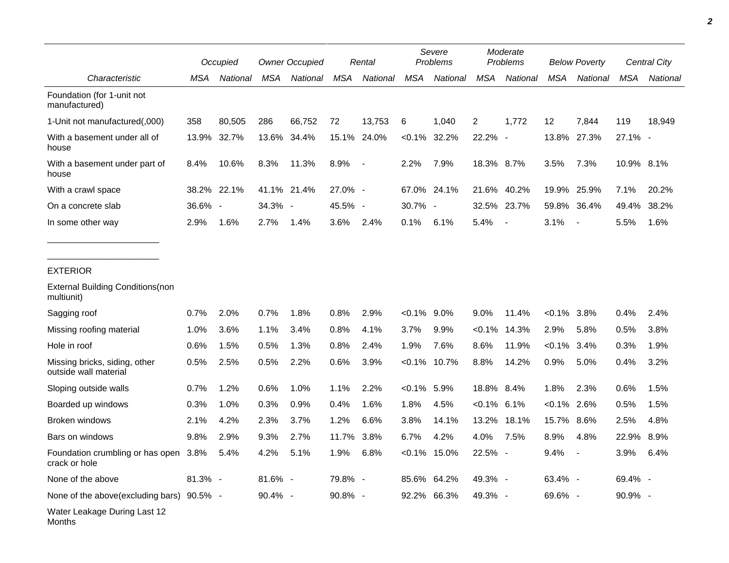| Characteristic | Occupied | | Owner Occupied | | Rental | | Severe Problems | | Moderate Problems | | Below Poverty | | Central City | |
|---|---|---|---|---|---|---|---|---|---|---|---|---|---|---|
| | MSA | National | MSA | National | MSA | National | MSA | National | MSA | National | MSA | National | MSA | National |
| Foundation (for 1-unit not manufactured) | | | | | | | | | | | | | | |
| 1-Unit not manufactured(,000) | 358 | 80,505 | 286 | 66,752 | 72 | 13,753 | 6 | 1,040 | 2 | 1,772 | 12 | 7,844 | 119 | 18,949 |
| With a basement under all of house | 13.9% | 32.7% | 13.6% | 34.4% | 15.1% | 24.0% | <0.1% | 32.2% | 22.2% | - | 13.8% | 27.3% | 27.1% | - |
| With a basement under part of house | 8.4% | 10.6% | 8.3% | 11.3% | 8.9% | - | 2.2% | 7.9% | 18.3% | 8.7% | 3.5% | 7.3% | 10.9% | 8.1% |
| With a crawl space | 38.2% | 22.1% | 41.1% | 21.4% | 27.0% | - | 67.0% | 24.1% | 21.6% | 40.2% | 19.9% | 25.9% | 7.1% | 20.2% |
| On a concrete slab | 36.6% | - | 34.3% | - | 45.5% | - | 30.7% | - | 32.5% | 23.7% | 59.8% | 36.4% | 49.4% | 38.2% |
| In some other way | 2.9% | 1.6% | 2.7% | 1.4% | 3.6% | 2.4% | 0.1% | 6.1% | 5.4% | - | 3.1% | - | 5.5% | 1.6% |
| EXTERIOR | | | | | | | | | | | | | | |
| External Building Conditions(non multiunit) | | | | | | | | | | | | | | |
| Sagging roof | 0.7% | 2.0% | 0.7% | 1.8% | 0.8% | 2.9% | <0.1% | 9.0% | 9.0% | 11.4% | <0.1% | 3.8% | 0.4% | 2.4% |
| Missing roofing material | 1.0% | 3.6% | 1.1% | 3.4% | 0.8% | 4.1% | 3.7% | 9.9% | <0.1% | 14.3% | 2.9% | 5.8% | 0.5% | 3.8% |
| Hole in roof | 0.6% | 1.5% | 0.5% | 1.3% | 0.8% | 2.4% | 1.9% | 7.6% | 8.6% | 11.9% | <0.1% | 3.4% | 0.3% | 1.9% |
| Missing bricks, siding, other outside wall material | 0.5% | 2.5% | 0.5% | 2.2% | 0.6% | 3.9% | <0.1% | 10.7% | 8.8% | 14.2% | 0.9% | 5.0% | 0.4% | 3.2% |
| Sloping outside walls | 0.7% | 1.2% | 0.6% | 1.0% | 1.1% | 2.2% | <0.1% | 5.9% | 18.8% | 8.4% | 1.8% | 2.3% | 0.6% | 1.5% |
| Boarded up windows | 0.3% | 1.0% | 0.3% | 0.9% | 0.4% | 1.6% | 1.8% | 4.5% | <0.1% | 6.1% | <0.1% | 2.6% | 0.5% | 1.5% |
| Broken windows | 2.1% | 4.2% | 2.3% | 3.7% | 1.2% | 6.6% | 3.8% | 14.1% | 13.2% | 18.1% | 15.7% | 8.6% | 2.5% | 4.8% |
| Bars on windows | 9.8% | 2.9% | 9.3% | 2.7% | 11.7% | 3.8% | 6.7% | 4.2% | 4.0% | 7.5% | 8.9% | 4.8% | 22.9% | 8.9% |
| Foundation crumbling or has open crack or hole | 3.8% | 5.4% | 4.2% | 5.1% | 1.9% | 6.8% | <0.1% | 15.0% | 22.5% | - | 9.4% | - | 3.9% | 6.4% |
| None of the above | 81.3% | - | 81.6% | - | 79.8% | - | 85.6% | 64.2% | 49.3% | - | 63.4% | - | 69.4% | - |
| None of the above(excluding bars) | 90.5% | - | 90.4% | - | 90.8% | - | 92.2% | 66.3% | 49.3% | - | 69.6% | - | 90.9% | - |
| Water Leakage During Last 12 Months | | | | | | | | | | | | | | |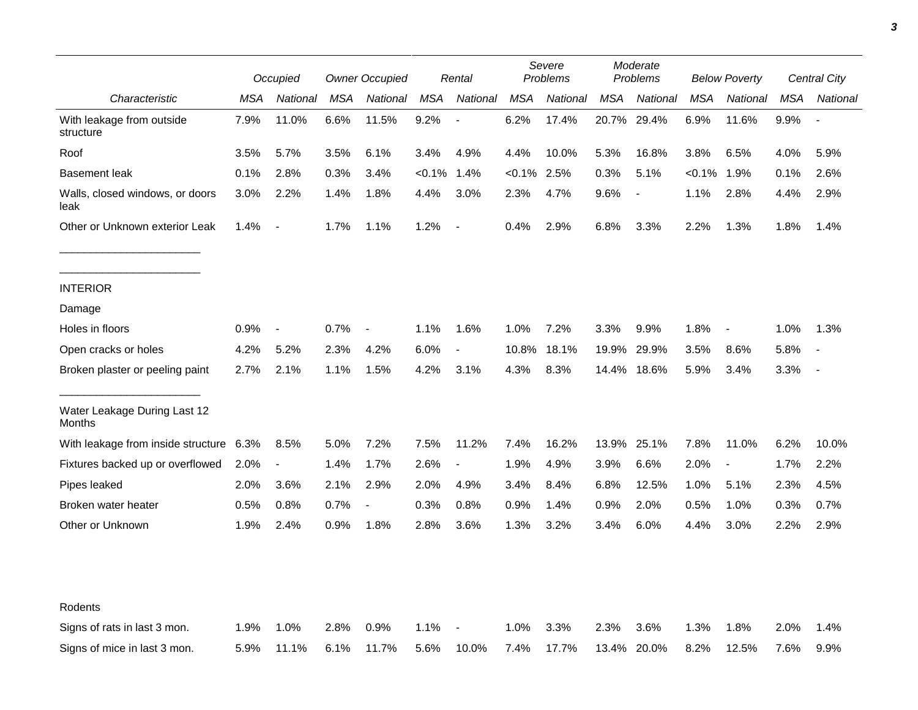| Characteristic | Occupied | | Owner Occupied | | Rental | | Severe Problems | | Moderate Problems | | Below Poverty | | Central City | |
|---|---|---|---|---|---|---|---|---|---|---|---|---|---|---|
| | MSA | National | MSA | National | MSA | National | MSA | National | MSA | National | MSA | National | MSA | National |
| With leakage from outside structure | 7.9% | 11.0% | 6.6% | 11.5% | 9.2% | - | 6.2% | 17.4% | 20.7% | 29.4% | 6.9% | 11.6% | 9.9% | - |
| Roof | 3.5% | 5.7% | 3.5% | 6.1% | 3.4% | 4.9% | 4.4% | 10.0% | 5.3% | 16.8% | 3.8% | 6.5% | 4.0% | 5.9% |
| Basement leak | 0.1% | 2.8% | 0.3% | 3.4% | <0.1% | 1.4% | <0.1% | 2.5% | 0.3% | 5.1% | <0.1% | 1.9% | 0.1% | 2.6% |
| Walls, closed windows, or doors leak | 3.0% | 2.2% | 1.4% | 1.8% | 4.4% | 3.0% | 2.3% | 4.7% | 9.6% | - | 1.1% | 2.8% | 4.4% | 2.9% |
| Other or Unknown exterior Leak | 1.4% | - | 1.7% | 1.1% | 1.2% | - | 0.4% | 2.9% | 6.8% | 3.3% | 2.2% | 1.3% | 1.8% | 1.4% |
| ______________________ | | | | | | | | | | | | | | |
| ______________________ | | | | | | | | | | | | | | |
| INTERIOR | | | | | | | | | | | | | | |
| Damage | | | | | | | | | | | | | | |
| Holes in floors | 0.9% | - | 0.7% | - | 1.1% | 1.6% | 1.0% | 7.2% | 3.3% | 9.9% | 1.8% | - | 1.0% | 1.3% |
| Open cracks or holes | 4.2% | 5.2% | 2.3% | 4.2% | 6.0% | - | 10.8% | 18.1% | 19.9% | 29.9% | 3.5% | 8.6% | 5.8% | - |
| Broken plaster or peeling paint | 2.7% | 2.1% | 1.1% | 1.5% | 4.2% | 3.1% | 4.3% | 8.3% | 14.4% | 18.6% | 5.9% | 3.4% | 3.3% | - |
| ______________________ | | | | | | | | | | | | | | |
| Water Leakage During Last 12 Months | | | | | | | | | | | | | | |
| With leakage from inside structure | 6.3% | 8.5% | 5.0% | 7.2% | 7.5% | 11.2% | 7.4% | 16.2% | 13.9% | 25.1% | 7.8% | 11.0% | 6.2% | 10.0% |
| Fixtures backed up or overflowed | 2.0% | - | 1.4% | 1.7% | 2.6% | - | 1.9% | 4.9% | 3.9% | 6.6% | 2.0% | - | 1.7% | 2.2% |
| Pipes leaked | 2.0% | 3.6% | 2.1% | 2.9% | 2.0% | 4.9% | 3.4% | 8.4% | 6.8% | 12.5% | 1.0% | 5.1% | 2.3% | 4.5% |
| Broken water heater | 0.5% | 0.8% | 0.7% | - | 0.3% | 0.8% | 0.9% | 1.4% | 0.9% | 2.0% | 0.5% | 1.0% | 0.3% | 0.7% |
| Other or Unknown | 1.9% | 2.4% | 0.9% | 1.8% | 2.8% | 3.6% | 1.3% | 3.2% | 3.4% | 6.0% | 4.4% | 3.0% | 2.2% | 2.9% |
| Rodents | | | | | | | | | | | | | | |
| Signs of rats in last 3 mon. | 1.9% | 1.0% | 2.8% | 0.9% | 1.1% | - | 1.0% | 3.3% | 2.3% | 3.6% | 1.3% | 1.8% | 2.0% | 1.4% |
| Signs of mice in last 3 mon. | 5.9% | 11.1% | 6.1% | 11.7% | 5.6% | 10.0% | 7.4% | 17.7% | 13.4% | 20.0% | 8.2% | 12.5% | 7.6% | 9.9% |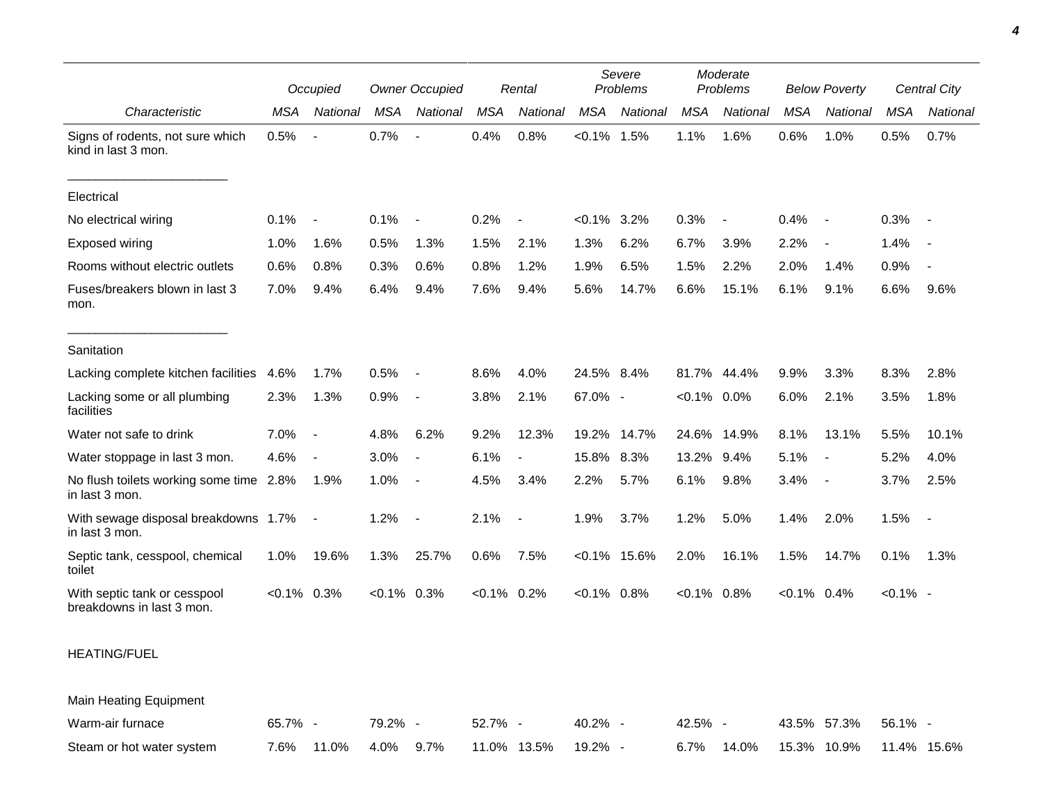| | Occupied | | Owner Occupied | | Rental | | Severe Problems | | Moderate Problems | | Below Poverty | | Central City | |
|---|---|---|---|---|---|---|---|---|---|---|---|---|---|---|
| *Characteristic* | *MSA* | *National* | *MSA* | *National* | *MSA* | *National* | *MSA* | *National* | *MSA* | *National* | *MSA* | *National* | *MSA* | *National* |
| Signs of rodents, not sure which kind in last 3 mon. | 0.5% | - | 0.7% | - | 0.4% | 0.8% | <0.1% | 1.5% | 1.1% | 1.6% | 0.6% | 1.0% | 0.5% | 0.7% |
| Electrical | | | | | | | | | | | | | | |
| No electrical wiring | 0.1% | - | 0.1% | - | 0.2% | - | <0.1% | 3.2% | 0.3% | - | 0.4% | - | 0.3% | - |
| Exposed wiring | 1.0% | 1.6% | 0.5% | 1.3% | 1.5% | 2.1% | 1.3% | 6.2% | 6.7% | 3.9% | 2.2% | - | 1.4% | - |
| Rooms without electric outlets | 0.6% | 0.8% | 0.3% | 0.6% | 0.8% | 1.2% | 1.9% | 6.5% | 1.5% | 2.2% | 2.0% | 1.4% | 0.9% | - |
| Fuses/breakers blown in last 3 mon. | 7.0% | 9.4% | 6.4% | 9.4% | 7.6% | 9.4% | 5.6% | 14.7% | 6.6% | 15.1% | 6.1% | 9.1% | 6.6% | 9.6% |
| Sanitation | | | | | | | | | | | | | | |
| Lacking complete kitchen facilities | 4.6% | 1.7% | 0.5% | - | 8.6% | 4.0% | 24.5% | 8.4% | 81.7% | 44.4% | 9.9% | 3.3% | 8.3% | 2.8% |
| Lacking some or all plumbing facilities | 2.3% | 1.3% | 0.9% | - | 3.8% | 2.1% | 67.0% | - | <0.1% | 0.0% | 6.0% | 2.1% | 3.5% | 1.8% |
| Water not safe to drink | 7.0% | - | 4.8% | 6.2% | 9.2% | 12.3% | 19.2% | 14.7% | 24.6% | 14.9% | 8.1% | 13.1% | 5.5% | 10.1% |
| Water stoppage in last 3 mon. | 4.6% | - | 3.0% | - | 6.1% | - | 15.8% | 8.3% | 13.2% | 9.4% | 5.1% | - | 5.2% | 4.0% |
| No flush toilets working some time in last 3 mon. | 2.8% | 1.9% | 1.0% | - | 4.5% | 3.4% | 2.2% | 5.7% | 6.1% | 9.8% | 3.4% | - | 3.7% | 2.5% |
| With sewage disposal breakdowns in last 3 mon. | 1.7% | - | 1.2% | - | 2.1% | - | 1.9% | 3.7% | 1.2% | 5.0% | 1.4% | 2.0% | 1.5% | - |
| Septic tank, cesspool, chemical toilet | 1.0% | 19.6% | 1.3% | 25.7% | 0.6% | 7.5% | <0.1% | 15.6% | 2.0% | 16.1% | 1.5% | 14.7% | 0.1% | 1.3% |
| With septic tank or cesspool breakdowns in last 3 mon. | <0.1% | 0.3% | <0.1% | 0.3% | <0.1% | 0.2% | <0.1% | 0.8% | <0.1% | 0.8% | <0.1% | 0.4% | <0.1% | - |
| HEATING/FUEL | | | | | | | | | | | | | | |
| Main Heating Equipment | | | | | | | | | | | | | | |
| Warm-air furnace | 65.7% | - | 79.2% | - | 52.7% | - | 40.2% | - | 42.5% | - | 43.5% | 57.3% | 56.1% | - |
| Steam or hot water system | 7.6% | 11.0% | 4.0% | 9.7% | 11.0% | 13.5% | 19.2% | - | 6.7% | 14.0% | 15.3% | 10.9% | 11.4% | 15.6% |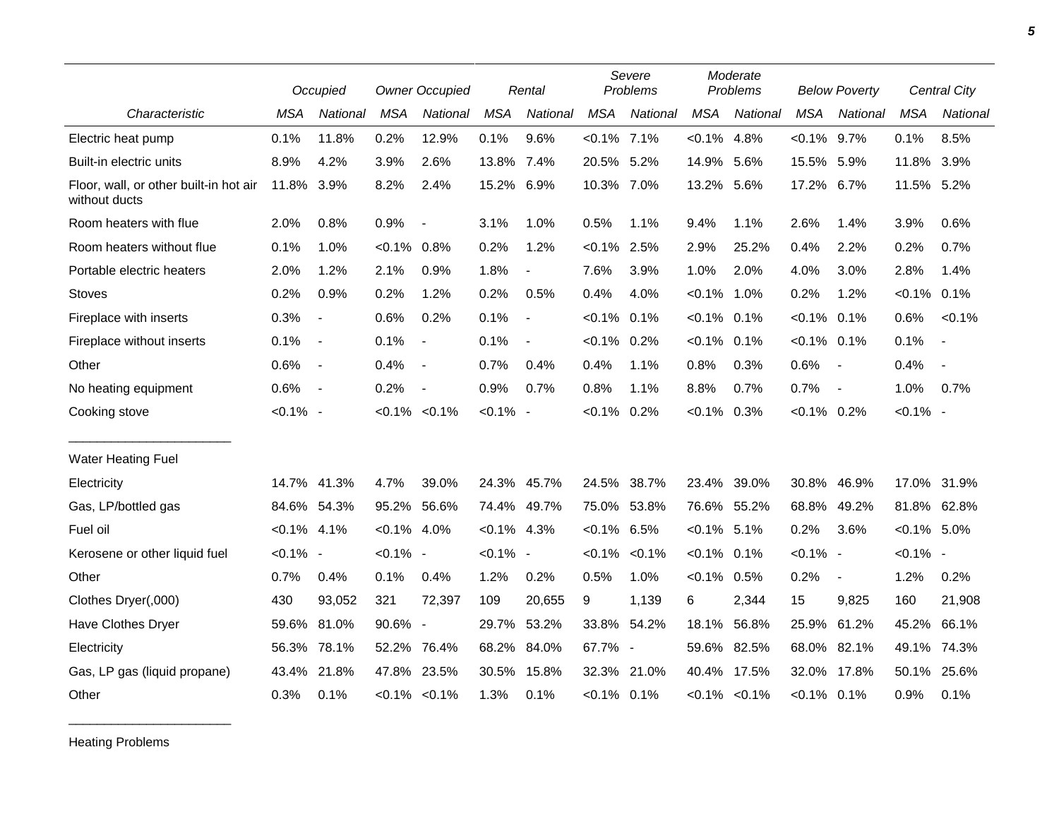| Characteristic | Occupied | | Owner Occupied | | Rental | | Severe Problems | | Moderate Problems | | Below Poverty | | Central City | |
|---|---|---|---|---|---|---|---|---|---|---|---|---|---|---|
| | MSA | National | MSA | National | MSA | National | MSA | National | MSA | National | MSA | National | MSA | National |
| Electric heat pump | 0.1% | 11.8% | 0.2% | 12.9% | 0.1% | 9.6% | <0.1% | 7.1% | <0.1% | 4.8% | <0.1% | 9.7% | 0.1% | 8.5% |
| Built-in electric units | 8.9% | 4.2% | 3.9% | 2.6% | 13.8% | 7.4% | 20.5% | 5.2% | 14.9% | 5.6% | 15.5% | 5.9% | 11.8% | 3.9% |
| Floor, wall, or other built-in hot air without ducts | 11.8% | 3.9% | 8.2% | 2.4% | 15.2% | 6.9% | 10.3% | 7.0% | 13.2% | 5.6% | 17.2% | 6.7% | 11.5% | 5.2% |
| Room heaters with flue | 2.0% | 0.8% | 0.9% | - | 3.1% | 1.0% | 0.5% | 1.1% | 9.4% | 1.1% | 2.6% | 1.4% | 3.9% | 0.6% |
| Room heaters without flue | 0.1% | 1.0% | <0.1% | 0.8% | 0.2% | 1.2% | <0.1% | 2.5% | 2.9% | 25.2% | 0.4% | 2.2% | 0.2% | 0.7% |
| Portable electric heaters | 2.0% | 1.2% | 2.1% | 0.9% | 1.8% | - | 7.6% | 3.9% | 1.0% | 2.0% | 4.0% | 3.0% | 2.8% | 1.4% |
| Stoves | 0.2% | 0.9% | 0.2% | 1.2% | 0.2% | 0.5% | 0.4% | 4.0% | <0.1% | 1.0% | 0.2% | 1.2% | <0.1% | 0.1% |
| Fireplace with inserts | 0.3% | - | 0.6% | 0.2% | 0.1% | - | <0.1% | 0.1% | <0.1% | 0.1% | <0.1% | 0.1% | 0.6% | <0.1% |
| Fireplace without inserts | 0.1% | - | 0.1% | - | 0.1% | - | <0.1% | 0.2% | <0.1% | 0.1% | <0.1% | 0.1% | 0.1% | - |
| Other | 0.6% | - | 0.4% | - | 0.7% | 0.4% | 0.4% | 1.1% | 0.8% | 0.3% | 0.6% | - | 0.4% | - |
| No heating equipment | 0.6% | - | 0.2% | - | 0.9% | 0.7% | 0.8% | 1.1% | 8.8% | 0.7% | 0.7% | - | 1.0% | 0.7% |
| Cooking stove | <0.1% | - | <0.1% | <0.1% | <0.1% | - | <0.1% | 0.2% | <0.1% | 0.3% | <0.1% | 0.2% | <0.1% | - |
| Water Heating Fuel | | | | | | | | | | | | | | |
| Electricity | 14.7% | 41.3% | 4.7% | 39.0% | 24.3% | 45.7% | 24.5% | 38.7% | 23.4% | 39.0% | 30.8% | 46.9% | 17.0% | 31.9% |
| Gas, LP/bottled gas | 84.6% | 54.3% | 95.2% | 56.6% | 74.4% | 49.7% | 75.0% | 53.8% | 76.6% | 55.2% | 68.8% | 49.2% | 81.8% | 62.8% |
| Fuel oil | <0.1% | 4.1% | <0.1% | 4.0% | <0.1% | 4.3% | <0.1% | 6.5% | <0.1% | 5.1% | 0.2% | 3.6% | <0.1% | 5.0% |
| Kerosene or other liquid fuel | <0.1% | - | <0.1% | - | <0.1% | - | <0.1% | <0.1% | <0.1% | 0.1% | <0.1% | - | <0.1% | - |
| Other | 0.7% | 0.4% | 0.1% | 0.4% | 1.2% | 0.2% | 0.5% | 1.0% | <0.1% | 0.5% | 0.2% | - | 1.2% | 0.2% |
| Clothes Dryer(,000) | 430 | 93,052 | 321 | 72,397 | 109 | 20,655 | 9 | 1,139 | 6 | 2,344 | 15 | 9,825 | 160 | 21,908 |
| Have Clothes Dryer | 59.6% | 81.0% | 90.6% | - | 29.7% | 53.2% | 33.8% | 54.2% | 18.1% | 56.8% | 25.9% | 61.2% | 45.2% | 66.1% |
| Electricity | 56.3% | 78.1% | 52.2% | 76.4% | 68.2% | 84.0% | 67.7% | - | 59.6% | 82.5% | 68.0% | 82.1% | 49.1% | 74.3% |
| Gas, LP gas (liquid propane) | 43.4% | 21.8% | 47.8% | 23.5% | 30.5% | 15.8% | 32.3% | 21.0% | 40.4% | 17.5% | 32.0% | 17.8% | 50.1% | 25.6% |
| Other | 0.3% | 0.1% | <0.1% | <0.1% | 1.3% | 0.1% | <0.1% | 0.1% | <0.1% | <0.1% | <0.1% | 0.1% | 0.9% | 0.1% |
| Heating Problems | | | | | | | | | | | | | | |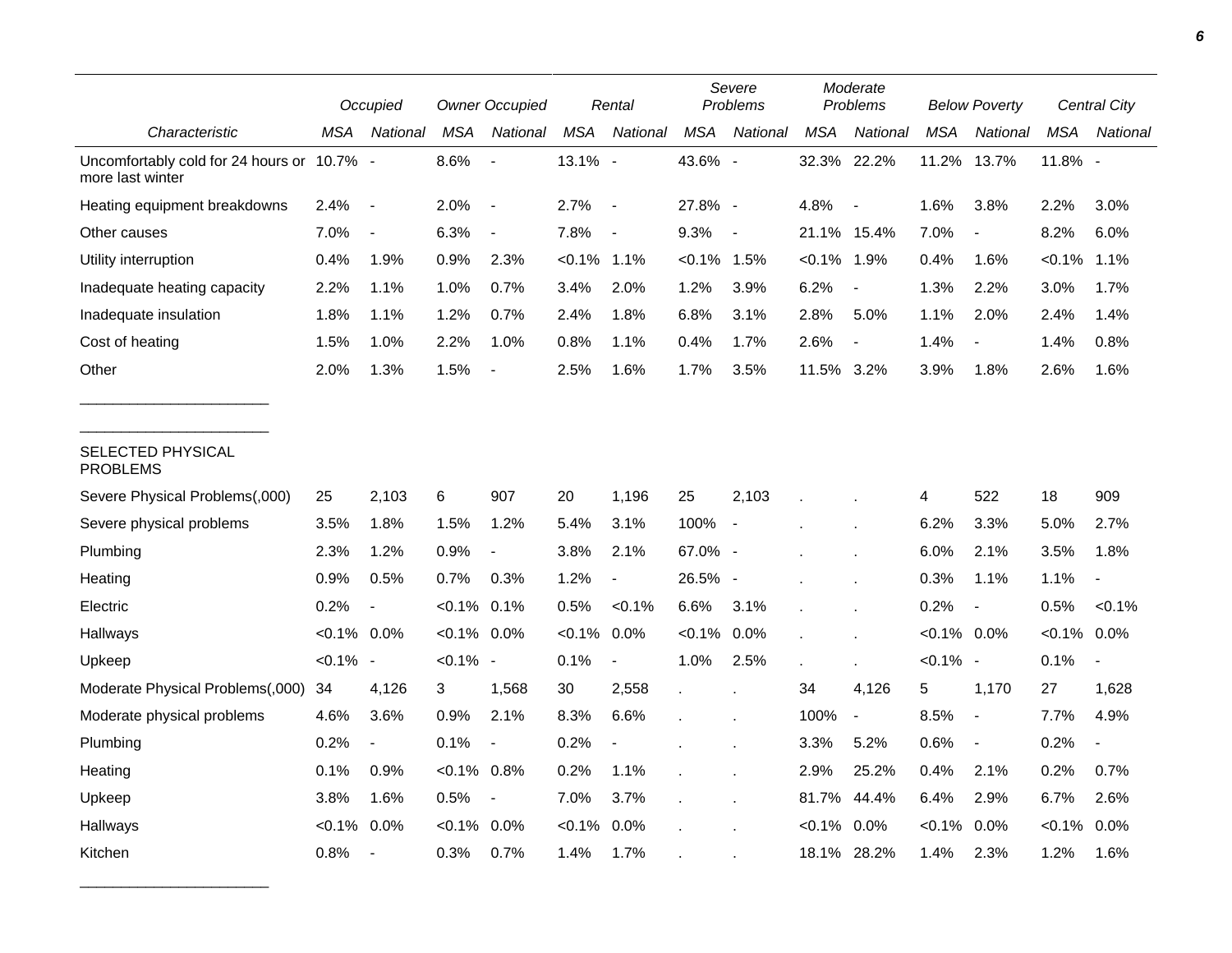| Characteristic | Occupied | | Owner Occupied | | Rental | | Severe Problems | | Moderate Problems | | Below Poverty | | Central City | |
|---|---|---|---|---|---|---|---|---|---|---|---|---|---|---|
| | MSA | National | MSA | National | MSA | National | MSA | National | MSA | National | MSA | National | MSA | National |
| Uncomfortably cold for 24 hours or more last winter | 10.7% | - | 8.6% | - | 13.1% | - | 43.6% | - | 32.3% | 22.2% | 11.2% | 13.7% | 11.8% | - |
| Heating equipment breakdowns | 2.4% | - | 2.0% | - | 2.7% | - | 27.8% | - | 4.8% | - | 1.6% | 3.8% | 2.2% | 3.0% |
| Other causes | 7.0% | - | 6.3% | - | 7.8% | - | 9.3% | - | 21.1% | 15.4% | 7.0% | - | 8.2% | 6.0% |
| Utility interruption | 0.4% | 1.9% | 0.9% | 2.3% | <0.1% | 1.1% | <0.1% | 1.5% | <0.1% | 1.9% | 0.4% | 1.6% | <0.1% | 1.1% |
| Inadequate heating capacity | 2.2% | 1.1% | 1.0% | 0.7% | 3.4% | 2.0% | 1.2% | 3.9% | 6.2% | - | 1.3% | 2.2% | 3.0% | 1.7% |
| Inadequate insulation | 1.8% | 1.1% | 1.2% | 0.7% | 2.4% | 1.8% | 6.8% | 3.1% | 2.8% | 5.0% | 1.1% | 2.0% | 2.4% | 1.4% |
| Cost of heating | 1.5% | 1.0% | 2.2% | 1.0% | 0.8% | 1.1% | 0.4% | 1.7% | 2.6% | - | 1.4% | - | 1.4% | 0.8% |
| Other | 2.0% | 1.3% | 1.5% | - | 2.5% | 1.6% | 1.7% | 3.5% | 11.5% | 3.2% | 3.9% | 1.8% | 2.6% | 1.6% |
| SELECTED PHYSICAL PROBLEMS | | | | | | | | | | | | | | |
| Severe Physical Problems(,000) | 25 | 2,103 | 6 | 907 | 20 | 1,196 | 25 | 2,103 | . | . | 4 | 522 | 18 | 909 |
| Severe physical problems | 3.5% | 1.8% | 1.5% | 1.2% | 5.4% | 3.1% | 100% | - | . | . | 6.2% | 3.3% | 5.0% | 2.7% |
| Plumbing | 2.3% | 1.2% | 0.9% | - | 3.8% | 2.1% | 67.0% | - | . | . | 6.0% | 2.1% | 3.5% | 1.8% |
| Heating | 0.9% | 0.5% | 0.7% | 0.3% | 1.2% | - | 26.5% | - | . | . | 0.3% | 1.1% | 1.1% | - |
| Electric | 0.2% | - | <0.1% | 0.1% | 0.5% | <0.1% | 6.6% | 3.1% | . | . | 0.2% | - | 0.5% | <0.1% |
| Hallways | <0.1% | 0.0% | <0.1% | 0.0% | <0.1% | 0.0% | <0.1% | 0.0% | . | . | <0.1% | 0.0% | <0.1% | 0.0% |
| Upkeep | <0.1% | - | <0.1% | - | 0.1% | - | 1.0% | 2.5% | . | . | <0.1% | - | 0.1% | - |
| Moderate Physical Problems(,000) | 34 | 4,126 | 3 | 1,568 | 30 | 2,558 | . | . | 34 | 4,126 | 5 | 1,170 | 27 | 1,628 |
| Moderate physical problems | 4.6% | 3.6% | 0.9% | 2.1% | 8.3% | 6.6% | . | . | 100% | - | 8.5% | - | 7.7% | 4.9% |
| Plumbing | 0.2% | - | 0.1% | - | 0.2% | - | . | . | 3.3% | 5.2% | 0.6% | - | 0.2% | - |
| Heating | 0.1% | 0.9% | <0.1% | 0.8% | 0.2% | 1.1% | . | . | 2.9% | 25.2% | 0.4% | 2.1% | 0.2% | 0.7% |
| Upkeep | 3.8% | 1.6% | 0.5% | - | 7.0% | 3.7% | . | . | 81.7% | 44.4% | 6.4% | 2.9% | 6.7% | 2.6% |
| Hallways | <0.1% | 0.0% | <0.1% | 0.0% | <0.1% | 0.0% | . | . | <0.1% | 0.0% | <0.1% | 0.0% | <0.1% | 0.0% |
| Kitchen | 0.8% | - | 0.3% | 0.7% | 1.4% | 1.7% | . | . | 18.1% | 28.2% | 1.4% | 2.3% | 1.2% | 1.6% |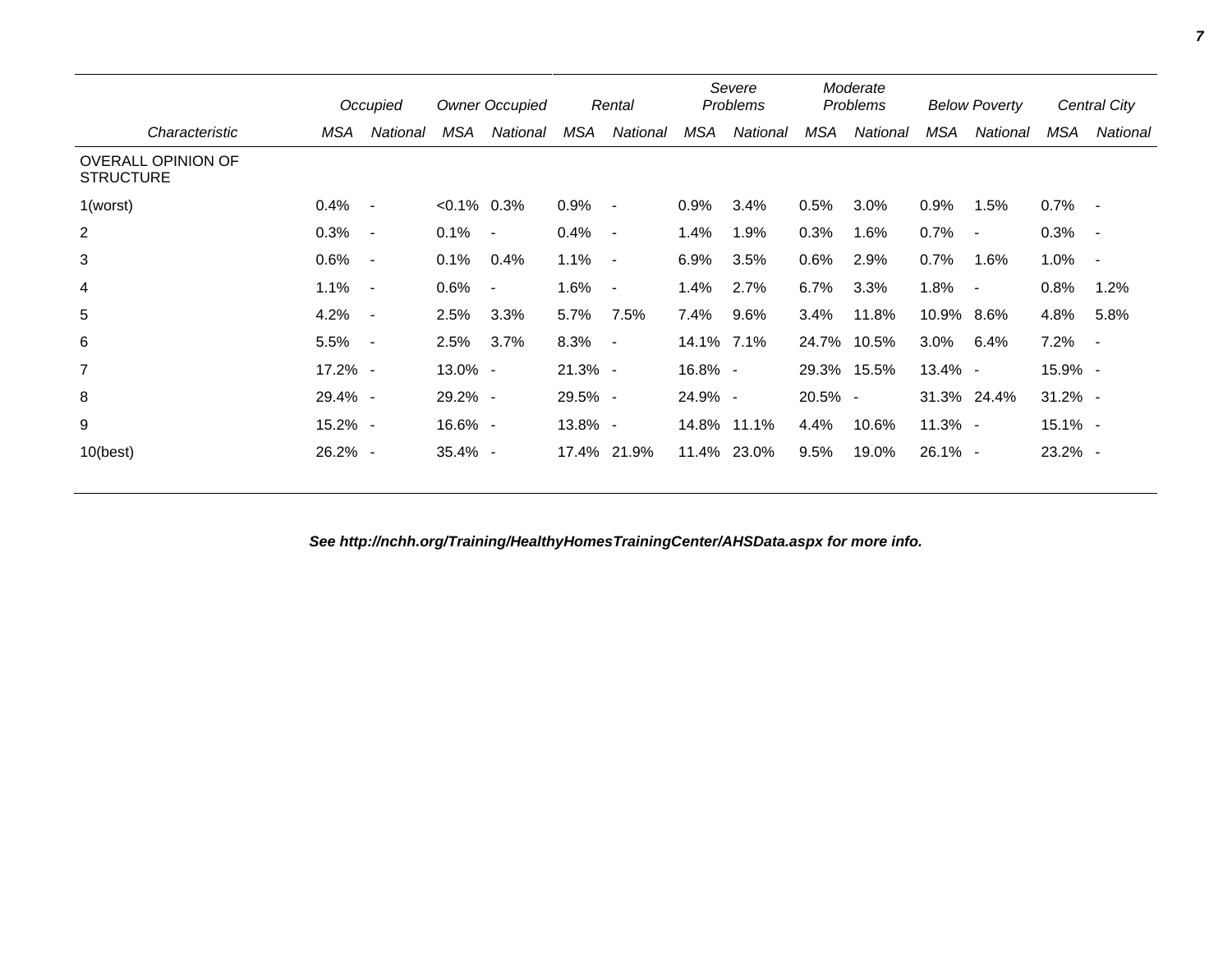| | Occupied | | Owner Occupied | | Rental | | Severe Problems | | Moderate Problems | | Below Poverty | | Central City | |
|---|---|---|---|---|---|---|---|---|---|---|---|---|---|---|
| *Characteristic* | *MSA* | *National* | *MSA* | *National* | *MSA* | *National* | *MSA* | *National* | *MSA* | *National* | *MSA* | *National* | *MSA* | *National* |
| OVERALL OPINION OF STRUCTURE | | | | | | | | | | | | | | |
| 1(worst) | 0.4% | - | <0.1% | 0.3% | 0.9% | - | 0.9% | 3.4% | 0.5% | 3.0% | 0.9% | 1.5% | 0.7% | - |
| 2 | 0.3% | - | 0.1% | - | 0.4% | - | 1.4% | 1.9% | 0.3% | 1.6% | 0.7% | - | 0.3% | - |
| 3 | 0.6% | - | 0.1% | 0.4% | 1.1% | - | 6.9% | 3.5% | 0.6% | 2.9% | 0.7% | 1.6% | 1.0% | - |
| 4 | 1.1% | - | 0.6% | - | 1.6% | - | 1.4% | 2.7% | 6.7% | 3.3% | 1.8% | - | 0.8% | 1.2% |
| 5 | 4.2% | - | 2.5% | 3.3% | 5.7% | 7.5% | 7.4% | 9.6% | 3.4% | 11.8% | 10.9% | 8.6% | 4.8% | 5.8% |
| 6 | 5.5% | - | 2.5% | 3.7% | 8.3% | - | 14.1% | 7.1% | 24.7% | 10.5% | 3.0% | 6.4% | 7.2% | - |
| 7 | 17.2% | - | 13.0% | - | 21.3% | - | 16.8% | - | 29.3% | 15.5% | 13.4% | - | 15.9% | - |
| 8 | 29.4% | - | 29.2% | - | 29.5% | - | 24.9% | - | 20.5% | - | 31.3% | 24.4% | 31.2% | - |
| 9 | 15.2% | - | 16.6% | - | 13.8% | - | 14.8% | 11.1% | 4.4% | 10.6% | 11.3% | - | 15.1% | - |
| 10(best) | 26.2% | - | 35.4% | - | 17.4% | 21.9% | 11.4% | 23.0% | 9.5% | 19.0% | 26.1% | - | 23.2% | - |

***See http://nchh.org/Training/HealthyHomesTrainingCenter/AHSData.aspx for more info.***